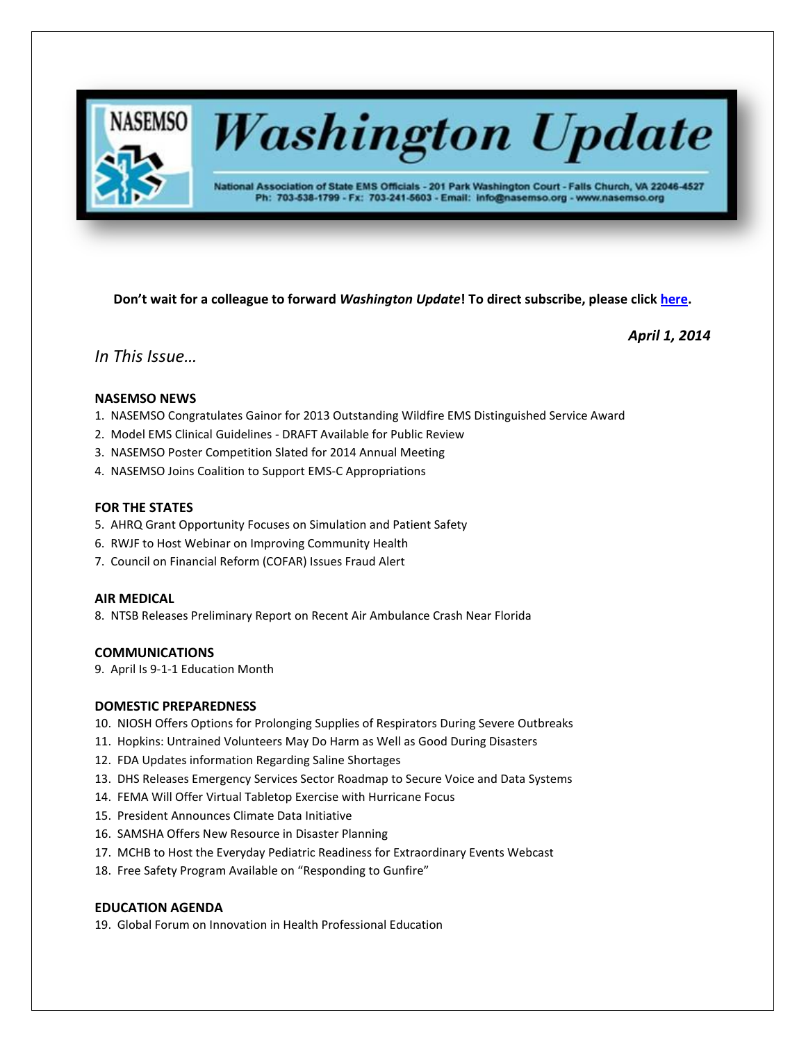# Washington Update

National Association of State EMS Officials - 201 Park Washington Court - Falls Church, VA 22046-4527
Ph: 703-538-1799 - Fx: 703-241-5603 - Email: info@nasemso.org - www.nasemso.org

**Don't wait for a colleague to forward *Washington Update*! To direct subscribe, please click here.**

***April 1, 2014***

## *In This Issue…*

### NASEMSO NEWS

1. NASEMSO Congratulates Gainor for 2013 Outstanding Wildfire EMS Distinguished Service Award
2. Model EMS Clinical Guidelines - DRAFT Available for Public Review
3. NASEMSO Poster Competition Slated for 2014 Annual Meeting
4. NASEMSO Joins Coalition to Support EMS-C Appropriations

### FOR THE STATES

5. AHRQ Grant Opportunity Focuses on Simulation and Patient Safety
6. RWJF to Host Webinar on Improving Community Health
7. Council on Financial Reform (COFAR) Issues Fraud Alert

### AIR MEDICAL

8. NTSB Releases Preliminary Report on Recent Air Ambulance Crash Near Florida

### COMMUNICATIONS

9. April Is 9-1-1 Education Month

### DOMESTIC PREPAREDNESS

10. NIOSH Offers Options for Prolonging Supplies of Respirators During Severe Outbreaks
11. Hopkins: Untrained Volunteers May Do Harm as Well as Good During Disasters
12. FDA Updates information Regarding Saline Shortages
13. DHS Releases Emergency Services Sector Roadmap to Secure Voice and Data Systems
14. FEMA Will Offer Virtual Tabletop Exercise with Hurricane Focus
15. President Announces Climate Data Initiative
16. SAMSHA Offers New Resource in Disaster Planning
17. MCHB to Host the Everyday Pediatric Readiness for Extraordinary Events Webcast
18. Free Safety Program Available on "Responding to Gunfire"

### EDUCATION AGENDA

19. Global Forum on Innovation in Health Professional Education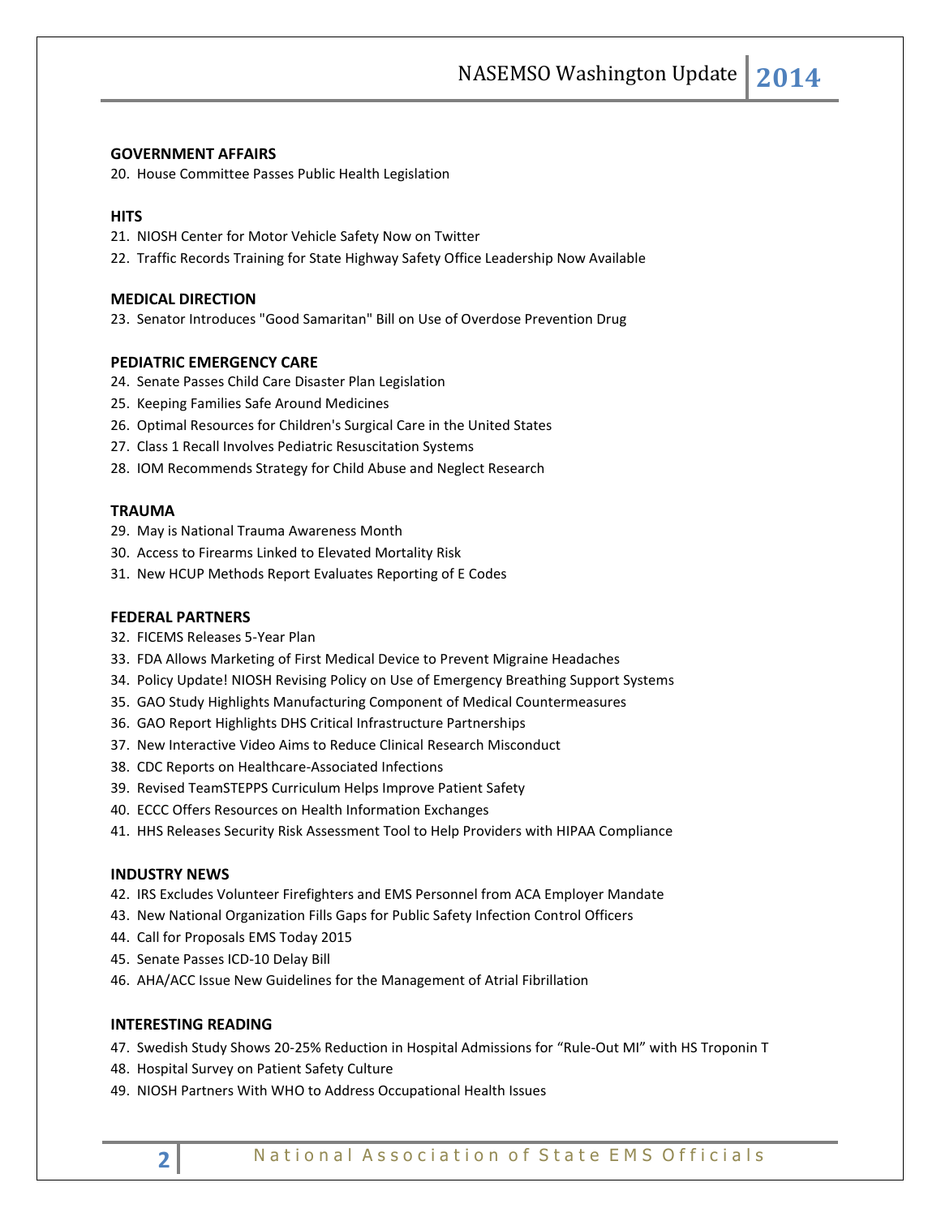**GOVERNMENT AFFAIRS**

20. House Committee Passes Public Health Legislation

**HITS**

21. NIOSH Center for Motor Vehicle Safety Now on Twitter
22. Traffic Records Training for State Highway Safety Office Leadership Now Available

**MEDICAL DIRECTION**

23. Senator Introduces "Good Samaritan" Bill on Use of Overdose Prevention Drug

**PEDIATRIC EMERGENCY CARE**

24. Senate Passes Child Care Disaster Plan Legislation
25. Keeping Families Safe Around Medicines
26. Optimal Resources for Children's Surgical Care in the United States
27. Class 1 Recall Involves Pediatric Resuscitation Systems
28. IOM Recommends Strategy for Child Abuse and Neglect Research

**TRAUMA**

29. May is National Trauma Awareness Month
30. Access to Firearms Linked to Elevated Mortality Risk
31. New HCUP Methods Report Evaluates Reporting of E Codes

**FEDERAL PARTNERS**

32. FICEMS Releases 5-Year Plan
33. FDA Allows Marketing of First Medical Device to Prevent Migraine Headaches
34. Policy Update! NIOSH Revising Policy on Use of Emergency Breathing Support Systems
35. GAO Study Highlights Manufacturing Component of Medical Countermeasures
36. GAO Report Highlights DHS Critical Infrastructure Partnerships
37. New Interactive Video Aims to Reduce Clinical Research Misconduct
38. CDC Reports on Healthcare-Associated Infections
39. Revised TeamSTEPPS Curriculum Helps Improve Patient Safety
40. ECCC Offers Resources on Health Information Exchanges
41. HHS Releases Security Risk Assessment Tool to Help Providers with HIPAA Compliance

**INDUSTRY NEWS**

42. IRS Excludes Volunteer Firefighters and EMS Personnel from ACA Employer Mandate
43. New National Organization Fills Gaps for Public Safety Infection Control Officers
44. Call for Proposals EMS Today 2015
45. Senate Passes ICD-10 Delay Bill
46. AHA/ACC Issue New Guidelines for the Management of Atrial Fibrillation

**INTERESTING READING**

47. Swedish Study Shows 20-25% Reduction in Hospital Admissions for "Rule-Out MI" with HS Troponin T
48. Hospital Survey on Patient Safety Culture
49. NIOSH Partners With WHO to Address Occupational Health Issues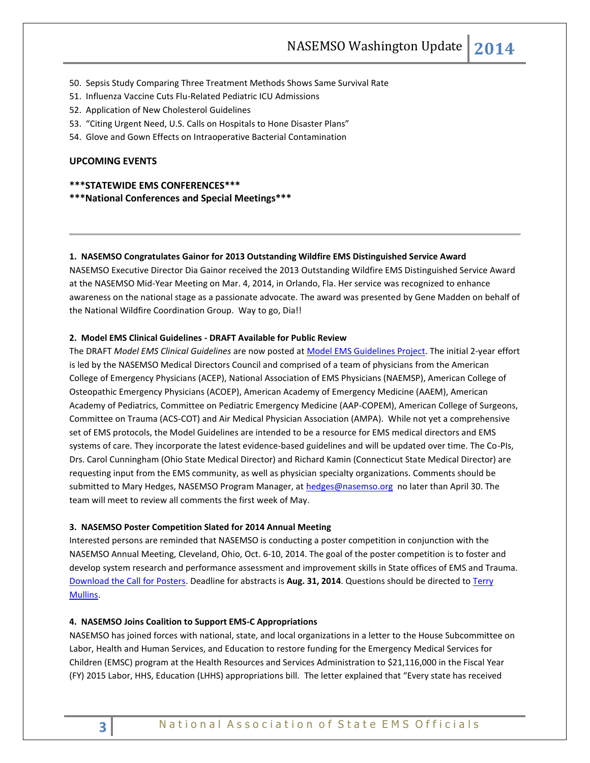50. Sepsis Study Comparing Three Treatment Methods Shows Same Survival Rate
51. Influenza Vaccine Cuts Flu-Related Pediatric ICU Admissions
52. Application of New Cholesterol Guidelines
53. "Citing Urgent Need, U.S. Calls on Hospitals to Hone Disaster Plans"
54. Glove and Gown Effects on Intraoperative Bacterial Contamination

**UPCOMING EVENTS**

**\*\*\*STATEWIDE EMS CONFERENCES\*\*\***

**\*\*\*National Conferences and Special Meetings\*\*\***

---

**1. NASEMSO Congratulates Gainor for 2013 Outstanding Wildfire EMS Distinguished Service Award**

NASEMSO Executive Director Dia Gainor received the 2013 Outstanding Wildfire EMS Distinguished Service Award at the NASEMSO Mid-Year Meeting on Mar. 4, 2014, in Orlando, Fla. Her service was recognized to enhance awareness on the national stage as a passionate advocate. The award was presented by Gene Madden on behalf of the National Wildfire Coordination Group. Way to go, Dia!!

**2. Model EMS Clinical Guidelines - DRAFT Available for Public Review**

The DRAFT *Model EMS Clinical Guidelines* are now posted at Model EMS Guidelines Project. The initial 2-year effort is led by the NASEMSO Medical Directors Council and comprised of a team of physicians from the American College of Emergency Physicians (ACEP), National Association of EMS Physicians (NAEMSP), American College of Osteopathic Emergency Physicians (ACOEP), American Academy of Emergency Medicine (AAEM), American Academy of Pediatrics, Committee on Pediatric Emergency Medicine (AAP-COPEM), American College of Surgeons, Committee on Trauma (ACS-COT) and Air Medical Physician Association (AMPA). While not yet a comprehensive set of EMS protocols, the Model Guidelines are intended to be a resource for EMS medical directors and EMS systems of care. They incorporate the latest evidence-based guidelines and will be updated over time. The Co-PIs, Drs. Carol Cunningham (Ohio State Medical Director) and Richard Kamin (Connecticut State Medical Director) are requesting input from the EMS community, as well as physician specialty organizations. Comments should be submitted to Mary Hedges, NASEMSO Program Manager, at hedges@nasemso.org no later than April 30. The team will meet to review all comments the first week of May.

**3. NASEMSO Poster Competition Slated for 2014 Annual Meeting**

Interested persons are reminded that NASEMSO is conducting a poster competition in conjunction with the NASEMSO Annual Meeting, Cleveland, Ohio, Oct. 6-10, 2014. The goal of the poster competition is to foster and develop system research and performance assessment and improvement skills in State offices of EMS and Trauma. Download the Call for Posters. Deadline for abstracts is **Aug. 31, 2014**. Questions should be directed to Terry Mullins.

**4. NASEMSO Joins Coalition to Support EMS-C Appropriations**

NASEMSO has joined forces with national, state, and local organizations in a letter to the House Subcommittee on Labor, Health and Human Services, and Education to restore funding for the Emergency Medical Services for Children (EMSC) program at the Health Resources and Services Administration to $21,116,000 in the Fiscal Year (FY) 2015 Labor, HHS, Education (LHHS) appropriations bill. The letter explained that "Every state has received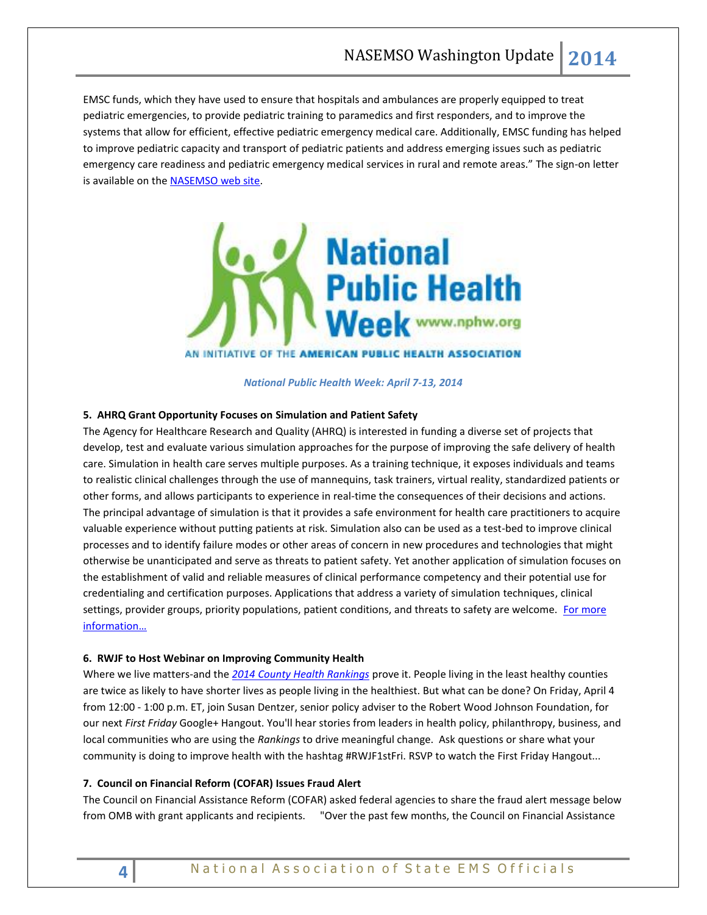EMSC funds, which they have used to ensure that hospitals and ambulances are properly equipped to treat pediatric emergencies, to provide pediatric training to paramedics and first responders, and to improve the systems that allow for efficient, effective pediatric emergency medical care. Additionally, EMSC funding has helped to improve pediatric capacity and transport of pediatric patients and address emerging issues such as pediatric emergency care readiness and pediatric emergency medical services in rural and remote areas." The sign-on letter is available on the NASEMSO web site.

*National Public Health Week: April 7-13, 2014*

**5. AHRQ Grant Opportunity Focuses on Simulation and Patient Safety**

The Agency for Healthcare Research and Quality (AHRQ) is interested in funding a diverse set of projects that develop, test and evaluate various simulation approaches for the purpose of improving the safe delivery of health care. Simulation in health care serves multiple purposes. As a training technique, it exposes individuals and teams to realistic clinical challenges through the use of mannequins, task trainers, virtual reality, standardized patients or other forms, and allows participants to experience in real-time the consequences of their decisions and actions. The principal advantage of simulation is that it provides a safe environment for health care practitioners to acquire valuable experience without putting patients at risk. Simulation also can be used as a test-bed to improve clinical processes and to identify failure modes or other areas of concern in new procedures and technologies that might otherwise be unanticipated and serve as threats to patient safety. Yet another application of simulation focuses on the establishment of valid and reliable measures of clinical performance competency and their potential use for credentialing and certification purposes. Applications that address a variety of simulation techniques, clinical settings, provider groups, priority populations, patient conditions, and threats to safety are welcome. For more information…

**6. RWJF to Host Webinar on Improving Community Health**

Where we live matters-and the *2014 County Health Rankings* prove it. People living in the least healthy counties are twice as likely to have shorter lives as people living in the healthiest. But what can be done? On Friday, April 4 from 12:00 - 1:00 p.m. ET, join Susan Dentzer, senior policy adviser to the Robert Wood Johnson Foundation, for our next *First Friday* Google+ Hangout. You'll hear stories from leaders in health policy, philanthropy, business, and local communities who are using the *Rankings* to drive meaningful change. Ask questions or share what your community is doing to improve health with the hashtag #RWJF1stFri. RSVP to watch the First Friday Hangout...

**7. Council on Financial Reform (COFAR) Issues Fraud Alert**

The Council on Financial Assistance Reform (COFAR) asked federal agencies to share the fraud alert message below from OMB with grant applicants and recipients. "Over the past few months, the Council on Financial Assistance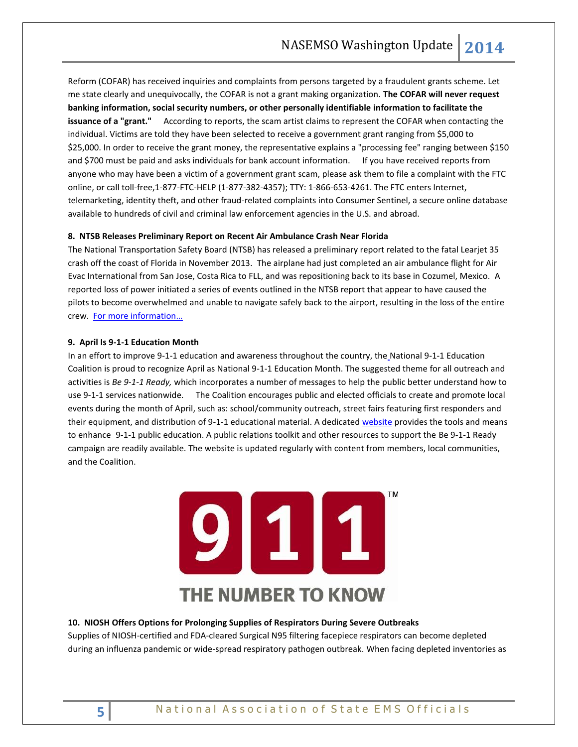Reform (COFAR) has received inquiries and complaints from persons targeted by a fraudulent grants scheme. Let me state clearly and unequivocally, the COFAR is not a grant making organization. **The COFAR will never request banking information, social security numbers, or other personally identifiable information to facilitate the issuance of a "grant."** According to reports, the scam artist claims to represent the COFAR when contacting the individual. Victims are told they have been selected to receive a government grant ranging from $5,000 to $25,000. In order to receive the grant money, the representative explains a "processing fee" ranging between $150 and $700 must be paid and asks individuals for bank account information. If you have received reports from anyone who may have been a victim of a government grant scam, please ask them to file a complaint with the FTC online, or call toll-free,1-877-FTC-HELP (1-877-382-4357); TTY: 1-866-653-4261. The FTC enters Internet, telemarketing, identity theft, and other fraud-related complaints into Consumer Sentinel, a secure online database available to hundreds of civil and criminal law enforcement agencies in the U.S. and abroad.

**8. NTSB Releases Preliminary Report on Recent Air Ambulance Crash Near Florida**

The National Transportation Safety Board (NTSB) has released a preliminary report related to the fatal Learjet 35 crash off the coast of Florida in November 2013. The airplane had just completed an air ambulance flight for Air Evac International from San Jose, Costa Rica to FLL, and was repositioning back to its base in Cozumel, Mexico. A reported loss of power initiated a series of events outlined in the NTSB report that appear to have caused the pilots to become overwhelmed and unable to navigate safely back to the airport, resulting in the loss of the entire crew. For more information…

**9. April Is 9-1-1 Education Month**

In an effort to improve 9-1-1 education and awareness throughout the country, the National 9-1-1 Education Coalition is proud to recognize April as National 9-1-1 Education Month. The suggested theme for all outreach and activities is *Be 9-1-1 Ready,* which incorporates a number of messages to help the public better understand how to use 9-1-1 services nationwide. The Coalition encourages public and elected officials to create and promote local events during the month of April, such as: school/community outreach, street fairs featuring first responders and their equipment, and distribution of 9-1-1 educational material. A dedicated website provides the tools and means to enhance 9-1-1 public education. A public relations toolkit and other resources to support the Be 9-1-1 Ready campaign are readily available. The website is updated regularly with content from members, local communities, and the Coalition.

9 1 1™

THE NUMBER TO KNOW

**10. NIOSH Offers Options for Prolonging Supplies of Respirators During Severe Outbreaks**

Supplies of NIOSH-certified and FDA-cleared Surgical N95 filtering facepiece respirators can become depleted during an influenza pandemic or wide-spread respiratory pathogen outbreak. When facing depleted inventories as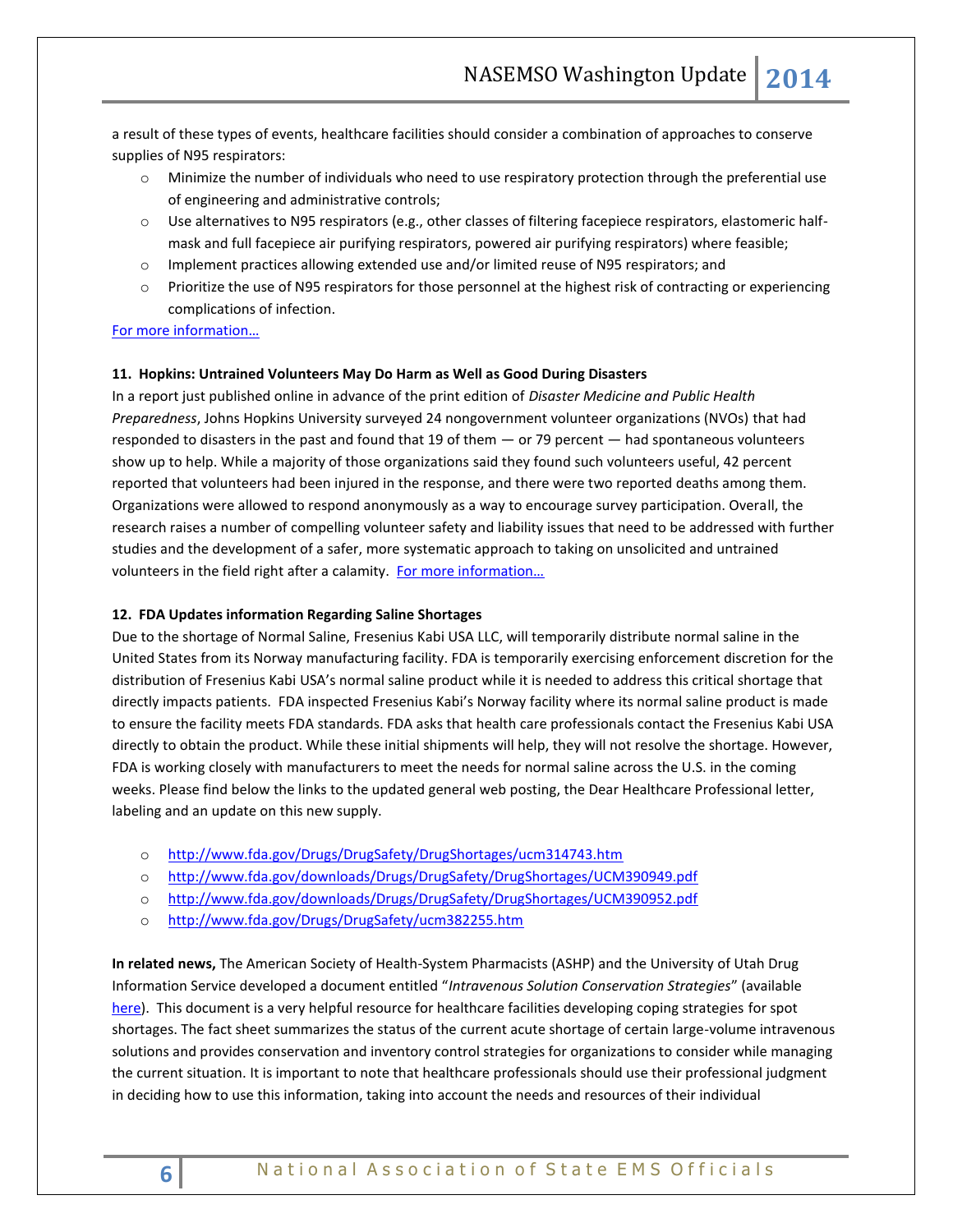a result of these types of events, healthcare facilities should consider a combination of approaches to conserve supplies of N95 respirators:

- Minimize the number of individuals who need to use respiratory protection through the preferential use of engineering and administrative controls;
- Use alternatives to N95 respirators (e.g., other classes of filtering facepiece respirators, elastomeric half-mask and full facepiece air purifying respirators, powered air purifying respirators) where feasible;
- Implement practices allowing extended use and/or limited reuse of N95 respirators; and
- Prioritize the use of N95 respirators for those personnel at the highest risk of contracting or experiencing complications of infection.

[For more information…]()

**11. Hopkins: Untrained Volunteers May Do Harm as Well as Good During Disasters**

In a report just published online in advance of the print edition of *Disaster Medicine and Public Health Preparedness*, Johns Hopkins University surveyed 24 nongovernment volunteer organizations (NVOs) that had responded to disasters in the past and found that 19 of them — or 79 percent — had spontaneous volunteers show up to help. While a majority of those organizations said they found such volunteers useful, 42 percent reported that volunteers had been injured in the response, and there were two reported deaths among them. Organizations were allowed to respond anonymously as a way to encourage survey participation. Overall, the research raises a number of compelling volunteer safety and liability issues that need to be addressed with further studies and the development of a safer, more systematic approach to taking on unsolicited and untrained volunteers in the field right after a calamity. [For more information…]()

**12. FDA Updates information Regarding Saline Shortages**

Due to the shortage of Normal Saline, Fresenius Kabi USA LLC, will temporarily distribute normal saline in the United States from its Norway manufacturing facility. FDA is temporarily exercising enforcement discretion for the distribution of Fresenius Kabi USA's normal saline product while it is needed to address this critical shortage that directly impacts patients. FDA inspected Fresenius Kabi's Norway facility where its normal saline product is made to ensure the facility meets FDA standards. FDA asks that health care professionals contact the Fresenius Kabi USA directly to obtain the product. While these initial shipments will help, they will not resolve the shortage. However, FDA is working closely with manufacturers to meet the needs for normal saline across the U.S. in the coming weeks. Please find below the links to the updated general web posting, the Dear Healthcare Professional letter, labeling and an update on this new supply.

- http://www.fda.gov/Drugs/DrugSafety/DrugShortages/ucm314743.htm
- http://www.fda.gov/downloads/Drugs/DrugSafety/DrugShortages/UCM390949.pdf
- http://www.fda.gov/downloads/Drugs/DrugSafety/DrugShortages/UCM390952.pdf
- http://www.fda.gov/Drugs/DrugSafety/ucm382255.htm

**In related news,** The American Society of Health-System Pharmacists (ASHP) and the University of Utah Drug Information Service developed a document entitled "*Intravenous Solution Conservation Strategies*" (available [here]()). This document is a very helpful resource for healthcare facilities developing coping strategies for spot shortages. The fact sheet summarizes the status of the current acute shortage of certain large-volume intravenous solutions and provides conservation and inventory control strategies for organizations to consider while managing the current situation. It is important to note that healthcare professionals should use their professional judgment in deciding how to use this information, taking into account the needs and resources of their individual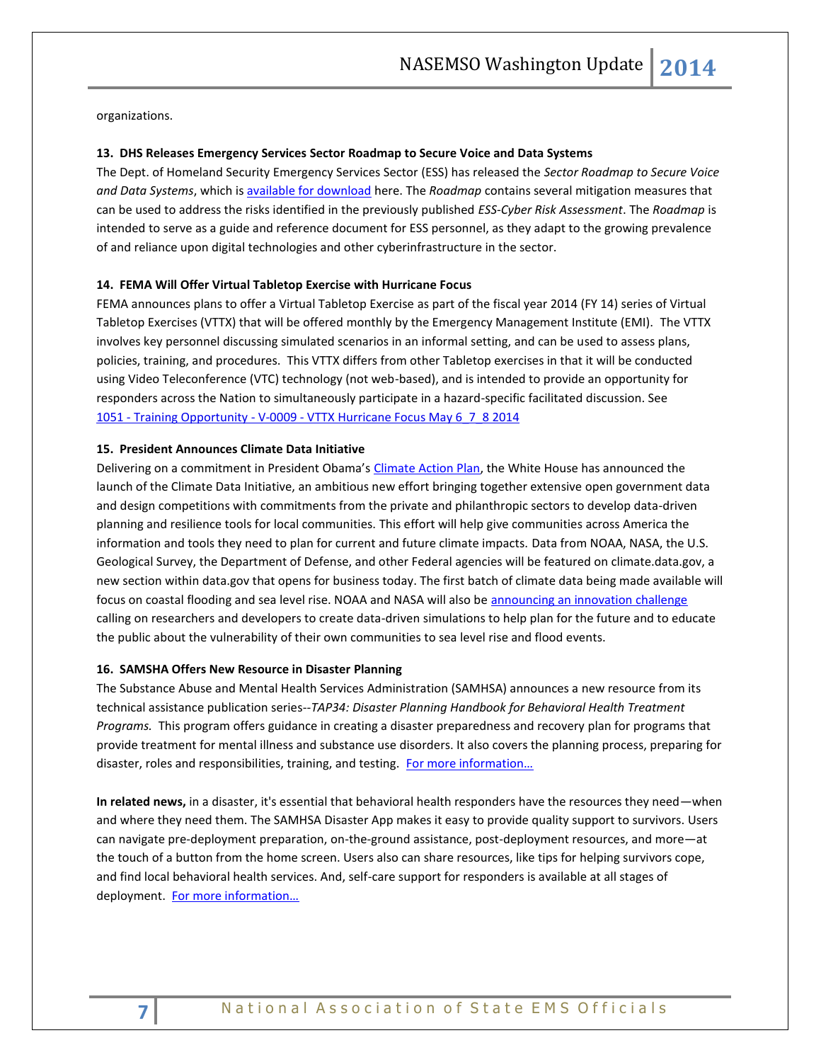organizations.

### 13. DHS Releases Emergency Services Sector Roadmap to Secure Voice and Data Systems

The Dept. of Homeland Security Emergency Services Sector (ESS) has released the *Sector Roadmap to Secure Voice and Data Systems*, which is [available for download](#) here. The *Roadmap* contains several mitigation measures that can be used to address the risks identified in the previously published *ESS-Cyber Risk Assessment*. The *Roadmap* is intended to serve as a guide and reference document for ESS personnel, as they adapt to the growing prevalence of and reliance upon digital technologies and other cyberinfrastructure in the sector.

### 14. FEMA Will Offer Virtual Tabletop Exercise with Hurricane Focus

FEMA announces plans to offer a Virtual Tabletop Exercise as part of the fiscal year 2014 (FY 14) series of Virtual Tabletop Exercises (VTTX) that will be offered monthly by the Emergency Management Institute (EMI). The VTTX involves key personnel discussing simulated scenarios in an informal setting, and can be used to assess plans, policies, training, and procedures. This VTTX differs from other Tabletop exercises in that it will be conducted using Video Teleconference (VTC) technology (not web-based), and is intended to provide an opportunity for responders across the Nation to simultaneously participate in a hazard-specific facilitated discussion. See [1051 - Training Opportunity - V-0009 - VTTX Hurricane Focus May 6_7_8 2014](#)

### 15. President Announces Climate Data Initiative

Delivering on a commitment in President Obama's [Climate Action Plan](#), the White House has announced the launch of the Climate Data Initiative, an ambitious new effort bringing together extensive open government data and design competitions with commitments from the private and philanthropic sectors to develop data-driven planning and resilience tools for local communities. This effort will help give communities across America the information and tools they need to plan for current and future climate impacts. Data from NOAA, NASA, the U.S. Geological Survey, the Department of Defense, and other Federal agencies will be featured on climate.data.gov, a new section within data.gov that opens for business today. The first batch of climate data being made available will focus on coastal flooding and sea level rise. NOAA and NASA will also be [announcing an innovation challenge](#) calling on researchers and developers to create data-driven simulations to help plan for the future and to educate the public about the vulnerability of their own communities to sea level rise and flood events.

### 16. SAMSHA Offers New Resource in Disaster Planning

The Substance Abuse and Mental Health Services Administration (SAMHSA) announces a new resource from its technical assistance publication series--*TAP34: Disaster Planning Handbook for Behavioral Health Treatment Programs.* This program offers guidance in creating a disaster preparedness and recovery plan for programs that provide treatment for mental illness and substance use disorders. It also covers the planning process, preparing for disaster, roles and responsibilities, training, and testing. [For more information…](#)

**In related news,** in a disaster, it's essential that behavioral health responders have the resources they need—when and where they need them. The SAMHSA Disaster App makes it easy to provide quality support to survivors. Users can navigate pre-deployment preparation, on-the-ground assistance, post-deployment resources, and more—at the touch of a button from the home screen. Users also can share resources, like tips for helping survivors cope, and find local behavioral health services. And, self-care support for responders is available at all stages of deployment. [For more information…](#)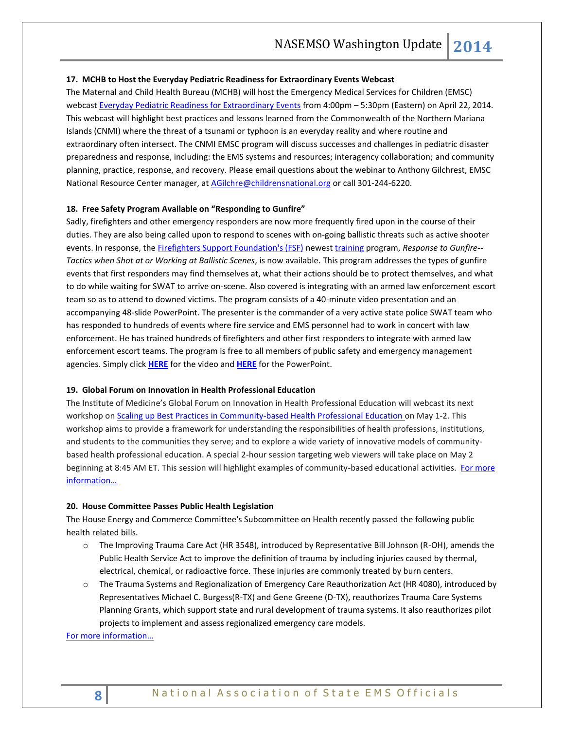### 17. MCHB to Host the Everyday Pediatric Readiness for Extraordinary Events Webcast

The Maternal and Child Health Bureau (MCHB) will host the Emergency Medical Services for Children (EMSC) webcast Everyday Pediatric Readiness for Extraordinary Events from 4:00pm – 5:30pm (Eastern) on April 22, 2014. This webcast will highlight best practices and lessons learned from the Commonwealth of the Northern Mariana Islands (CNMI) where the threat of a tsunami or typhoon is an everyday reality and where routine and extraordinary often intersect. The CNMI EMSC program will discuss successes and challenges in pediatric disaster preparedness and response, including: the EMS systems and resources; interagency collaboration; and community planning, practice, response, and recovery. Please email questions about the webinar to Anthony Gilchrest, EMSC National Resource Center manager, at AGilchre@childrensnational.org or call 301-244-6220.

### 18. Free Safety Program Available on "Responding to Gunfire"

Sadly, firefighters and other emergency responders are now more frequently fired upon in the course of their duties. They are also being called upon to respond to scenes with on-going ballistic threats such as active shooter events. In response, the Firefighters Support Foundation's (FSF) newest training program, *Response to Gunfire--Tactics when Shot at or Working at Ballistic Scenes*, is now available. This program addresses the types of gunfire events that first responders may find themselves at, what their actions should be to protect themselves, and what to do while waiting for SWAT to arrive on-scene. Also covered is integrating with an armed law enforcement escort team so as to attend to downed victims. The program consists of a 40-minute video presentation and an accompanying 48-slide PowerPoint. The presenter is the commander of a very active state police SWAT team who has responded to hundreds of events where fire service and EMS personnel had to work in concert with law enforcement. He has trained hundreds of firefighters and other first responders to integrate with armed law enforcement escort teams. The program is free to all members of public safety and emergency management agencies. Simply click **HERE** for the video and **HERE** for the PowerPoint.

### 19. Global Forum on Innovation in Health Professional Education

The Institute of Medicine's Global Forum on Innovation in Health Professional Education will webcast its next workshop on Scaling up Best Practices in Community-based Health Professional Education on May 1-2. This workshop aims to provide a framework for understanding the responsibilities of health professions, institutions, and students to the communities they serve; and to explore a wide variety of innovative models of community-based health professional education. A special 2-hour session targeting web viewers will take place on May 2 beginning at 8:45 AM ET. This session will highlight examples of community-based educational activities. For more information…

### 20. House Committee Passes Public Health Legislation

The House Energy and Commerce Committee's Subcommittee on Health recently passed the following public health related bills.

- The Improving Trauma Care Act (HR 3548), introduced by Representative Bill Johnson (R-OH), amends the Public Health Service Act to improve the definition of trauma by including injuries caused by thermal, electrical, chemical, or radioactive force. These injuries are commonly treated by burn centers.
- The Trauma Systems and Regionalization of Emergency Care Reauthorization Act (HR 4080), introduced by Representatives Michael C. Burgess(R-TX) and Gene Greene (D-TX), reauthorizes Trauma Care Systems Planning Grants, which support state and rural development of trauma systems. It also reauthorizes pilot projects to implement and assess regionalized emergency care models.

For more information…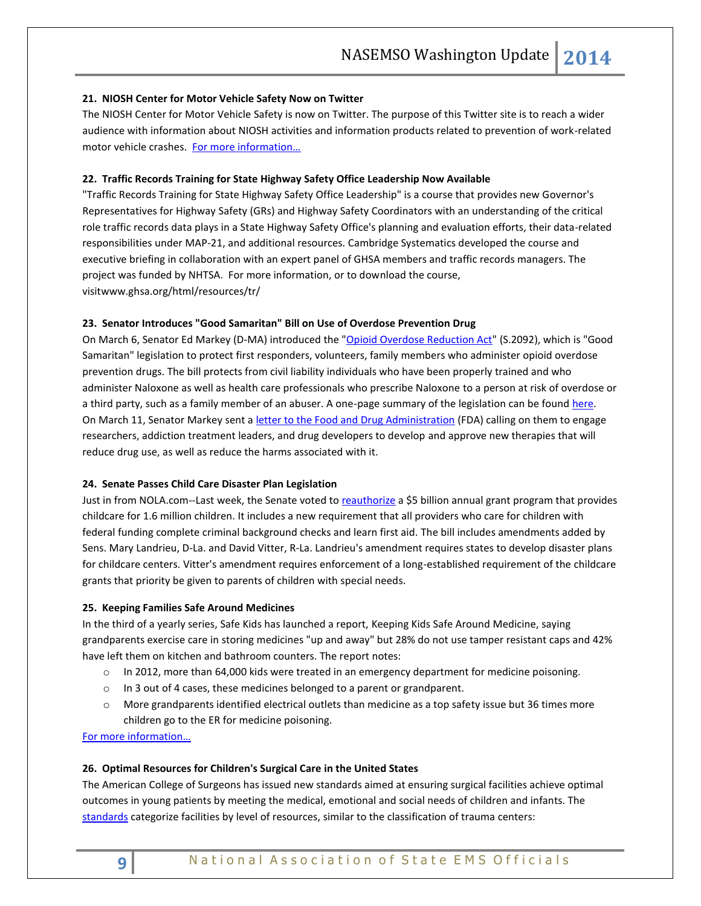**21. NIOSH Center for Motor Vehicle Safety Now on Twitter**

The NIOSH Center for Motor Vehicle Safety is now on Twitter. The purpose of this Twitter site is to reach a wider audience with information about NIOSH activities and information products related to prevention of work-related motor vehicle crashes. [For more information…]

**22. Traffic Records Training for State Highway Safety Office Leadership Now Available**

"Traffic Records Training for State Highway Safety Office Leadership" is a course that provides new Governor's Representatives for Highway Safety (GRs) and Highway Safety Coordinators with an understanding of the critical role traffic records data plays in a State Highway Safety Office's planning and evaluation efforts, their data-related responsibilities under MAP-21, and additional resources. Cambridge Systematics developed the course and executive briefing in collaboration with an expert panel of GHSA members and traffic records managers. The project was funded by NHTSA. For more information, or to download the course, visitwww.ghsa.org/html/resources/tr/

**23. Senator Introduces "Good Samaritan" Bill on Use of Overdose Prevention Drug**

On March 6, Senator Ed Markey (D-MA) introduced the "Opioid Overdose Reduction Act" (S.2092), which is "Good Samaritan" legislation to protect first responders, volunteers, family members who administer opioid overdose prevention drugs. The bill protects from civil liability individuals who have been properly trained and who administer Naloxone as well as health care professionals who prescribe Naloxone to a person at risk of overdose or a third party, such as a family member of an abuser. A one-page summary of the legislation can be found here. On March 11, Senator Markey sent a letter to the Food and Drug Administration (FDA) calling on them to engage researchers, addiction treatment leaders, and drug developers to develop and approve new therapies that will reduce drug use, as well as reduce the harms associated with it.

**24. Senate Passes Child Care Disaster Plan Legislation**

Just in from NOLA.com--Last week, the Senate voted to reauthorize a $5 billion annual grant program that provides childcare for 1.6 million children. It includes a new requirement that all providers who care for children with federal funding complete criminal background checks and learn first aid. The bill includes amendments added by Sens. Mary Landrieu, D-La. and David Vitter, R-La. Landrieu's amendment requires states to develop disaster plans for childcare centers. Vitter's amendment requires enforcement of a long-established requirement of the childcare grants that priority be given to parents of children with special needs.

**25. Keeping Families Safe Around Medicines**

In the third of a yearly series, Safe Kids has launched a report, Keeping Kids Safe Around Medicine, saying grandparents exercise care in storing medicines "up and away" but 28% do not use tamper resistant caps and 42% have left them on kitchen and bathroom counters. The report notes:

- In 2012, more than 64,000 kids were treated in an emergency department for medicine poisoning.
- In 3 out of 4 cases, these medicines belonged to a parent or grandparent.
- More grandparents identified electrical outlets than medicine as a top safety issue but 36 times more children go to the ER for medicine poisoning.

[For more information…]

**26. Optimal Resources for Children's Surgical Care in the United States**

The American College of Surgeons has issued new standards aimed at ensuring surgical facilities achieve optimal outcomes in young patients by meeting the medical, emotional and social needs of children and infants. The standards categorize facilities by level of resources, similar to the classification of trauma centers: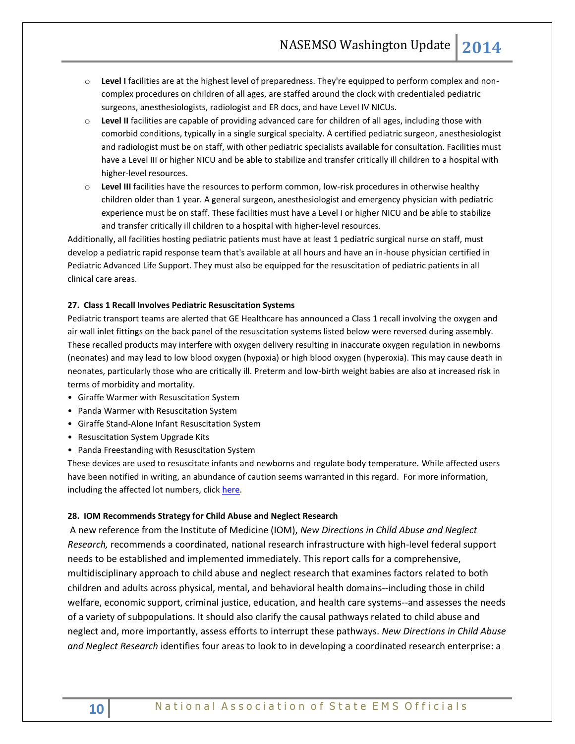- **Level I** facilities are at the highest level of preparedness. They're equipped to perform complex and non-complex procedures on children of all ages, are staffed around the clock with credentialed pediatric surgeons, anesthesiologists, radiologist and ER docs, and have Level IV NICUs.
- **Level II** facilities are capable of providing advanced care for children of all ages, including those with comorbid conditions, typically in a single surgical specialty. A certified pediatric surgeon, anesthesiologist and radiologist must be on staff, with other pediatric specialists available for consultation. Facilities must have a Level III or higher NICU and be able to stabilize and transfer critically ill children to a hospital with higher-level resources.
- **Level III** facilities have the resources to perform common, low-risk procedures in otherwise healthy children older than 1 year. A general surgeon, anesthesiologist and emergency physician with pediatric experience must be on staff. These facilities must have a Level I or higher NICU and be able to stabilize and transfer critically ill children to a hospital with higher-level resources.

Additionally, all facilities hosting pediatric patients must have at least 1 pediatric surgical nurse on staff, must develop a pediatric rapid response team that's available at all hours and have an in-house physician certified in Pediatric Advanced Life Support. They must also be equipped for the resuscitation of pediatric patients in all clinical care areas.

**27. Class 1 Recall Involves Pediatric Resuscitation Systems**

Pediatric transport teams are alerted that GE Healthcare has announced a Class 1 recall involving the oxygen and air wall inlet fittings on the back panel of the resuscitation systems listed below were reversed during assembly. These recalled products may interfere with oxygen delivery resulting in inaccurate oxygen regulation in newborns (neonates) and may lead to low blood oxygen (hypoxia) or high blood oxygen (hyperoxia). This may cause death in neonates, particularly those who are critically ill. Preterm and low-birth weight babies are also at increased risk in terms of morbidity and mortality.

- Giraffe Warmer with Resuscitation System
- Panda Warmer with Resuscitation System
- Giraffe Stand-Alone Infant Resuscitation System
- Resuscitation System Upgrade Kits
- Panda Freestanding with Resuscitation System

These devices are used to resuscitate infants and newborns and regulate body temperature. While affected users have been notified in writing, an abundance of caution seems warranted in this regard. For more information, including the affected lot numbers, click here.

**28. IOM Recommends Strategy for Child Abuse and Neglect Research**

A new reference from the Institute of Medicine (IOM), *New Directions in Child Abuse and Neglect Research,* recommends a coordinated, national research infrastructure with high-level federal support needs to be established and implemented immediately. This report calls for a comprehensive, multidisciplinary approach to child abuse and neglect research that examines factors related to both children and adults across physical, mental, and behavioral health domains--including those in child welfare, economic support, criminal justice, education, and health care systems--and assesses the needs of a variety of subpopulations. It should also clarify the causal pathways related to child abuse and neglect and, more importantly, assess efforts to interrupt these pathways. *New Directions in Child Abuse and Neglect Research* identifies four areas to look to in developing a coordinated research enterprise: a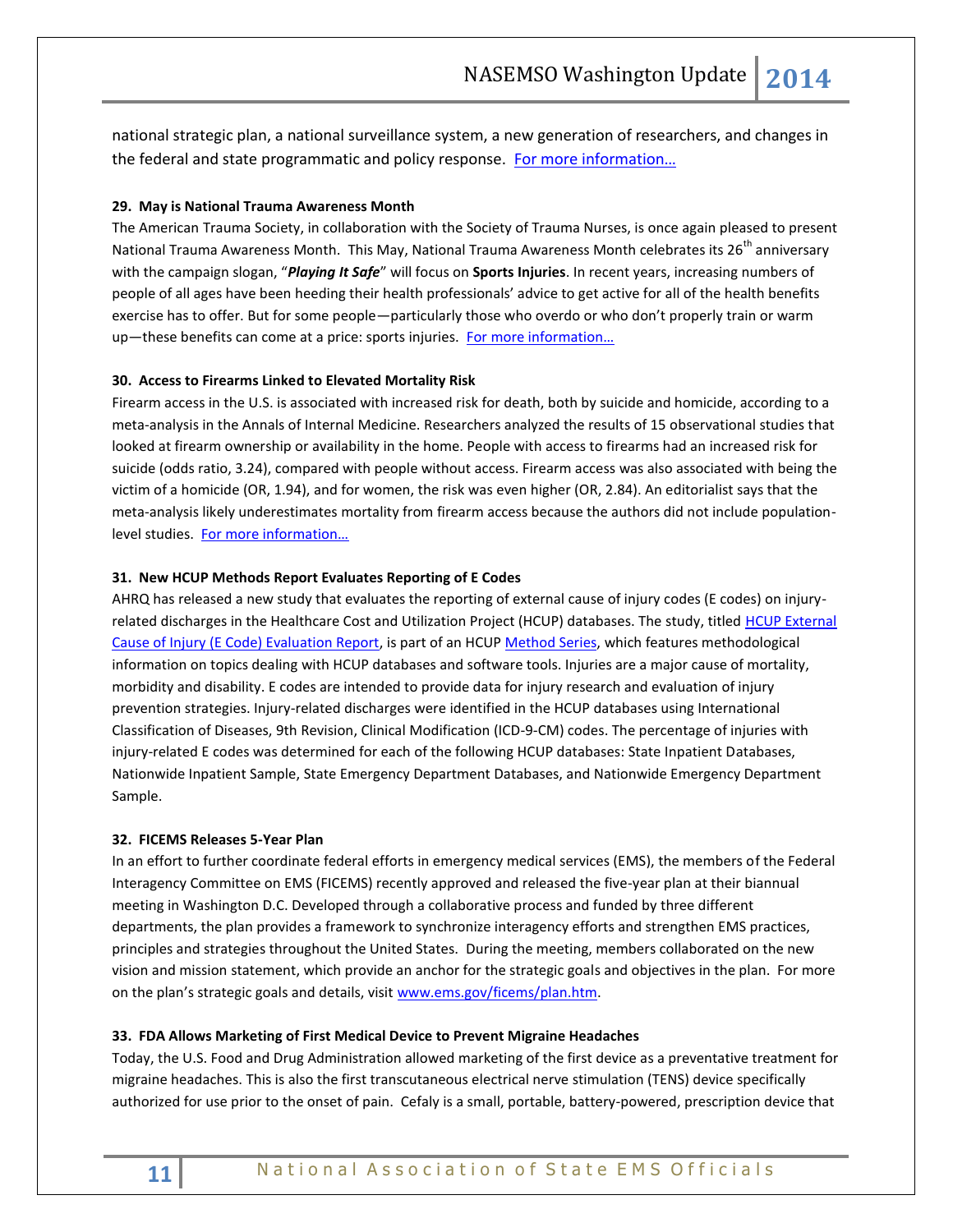national strategic plan, a national surveillance system, a new generation of researchers, and changes in the federal and state programmatic and policy response. [For more information…]()

### 29. May is National Trauma Awareness Month

The American Trauma Society, in collaboration with the Society of Trauma Nurses, is once again pleased to present National Trauma Awareness Month. This May, National Trauma Awareness Month celebrates its 26th anniversary with the campaign slogan, "***Playing It Safe***" will focus on **Sports Injuries**. In recent years, increasing numbers of people of all ages have been heeding their health professionals' advice to get active for all of the health benefits exercise has to offer. But for some people—particularly those who overdo or who don't properly train or warm up—these benefits can come at a price: sports injuries. [For more information…]()

### 30. Access to Firearms Linked to Elevated Mortality Risk

Firearm access in the U.S. is associated with increased risk for death, both by suicide and homicide, according to a meta-analysis in the Annals of Internal Medicine. Researchers analyzed the results of 15 observational studies that looked at firearm ownership or availability in the home. People with access to firearms had an increased risk for suicide (odds ratio, 3.24), compared with people without access. Firearm access was also associated with being the victim of a homicide (OR, 1.94), and for women, the risk was even higher (OR, 2.84). An editorialist says that the meta-analysis likely underestimates mortality from firearm access because the authors did not include population-level studies. [For more information…]()

### 31. New HCUP Methods Report Evaluates Reporting of E Codes

AHRQ has released a new study that evaluates the reporting of external cause of injury codes (E codes) on injury-related discharges in the Healthcare Cost and Utilization Project (HCUP) databases. The study, titled [HCUP External Cause of Injury (E Code) Evaluation Report](), is part of an HCUP [Method Series](), which features methodological information on topics dealing with HCUP databases and software tools. Injuries are a major cause of mortality, morbidity and disability. E codes are intended to provide data for injury research and evaluation of injury prevention strategies. Injury-related discharges were identified in the HCUP databases using International Classification of Diseases, 9th Revision, Clinical Modification (ICD-9-CM) codes. The percentage of injuries with injury-related E codes was determined for each of the following HCUP databases: State Inpatient Databases, Nationwide Inpatient Sample, State Emergency Department Databases, and Nationwide Emergency Department Sample.

### 32. FICEMS Releases 5-Year Plan

In an effort to further coordinate federal efforts in emergency medical services (EMS), the members of the Federal Interagency Committee on EMS (FICEMS) recently approved and released the five-year plan at their biannual meeting in Washington D.C. Developed through a collaborative process and funded by three different departments, the plan provides a framework to synchronize interagency efforts and strengthen EMS practices, principles and strategies throughout the United States. During the meeting, members collaborated on the new vision and mission statement, which provide an anchor for the strategic goals and objectives in the plan. For more on the plan's strategic goals and details, visit [www.ems.gov/ficems/plan.htm](http://www.ems.gov/ficems/plan.htm).

### 33. FDA Allows Marketing of First Medical Device to Prevent Migraine Headaches

Today, the U.S. Food and Drug Administration allowed marketing of the first device as a preventative treatment for migraine headaches. This is also the first transcutaneous electrical nerve stimulation (TENS) device specifically authorized for use prior to the onset of pain. Cefaly is a small, portable, battery-powered, prescription device that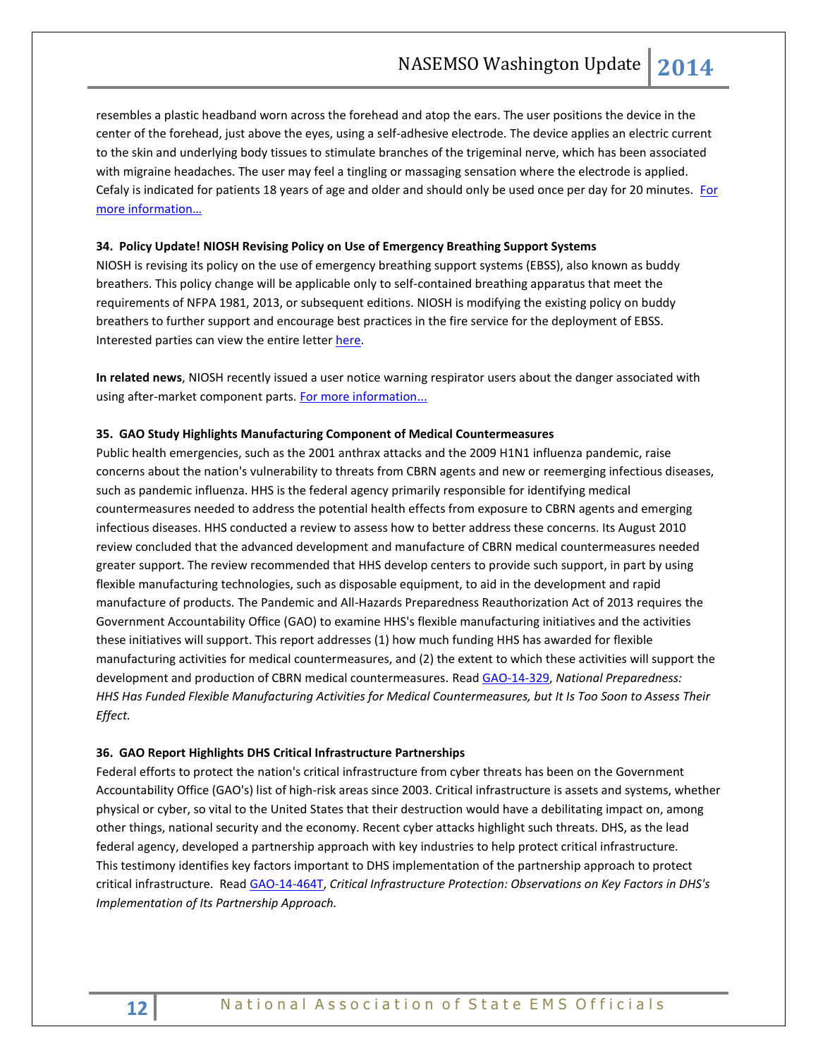resembles a plastic headband worn across the forehead and atop the ears. The user positions the device in the center of the forehead, just above the eyes, using a self-adhesive electrode. The device applies an electric current to the skin and underlying body tissues to stimulate branches of the trigeminal nerve, which has been associated with migraine headaches. The user may feel a tingling or massaging sensation where the electrode is applied. Cefaly is indicated for patients 18 years of age and older and should only be used once per day for 20 minutes. For more information…

**34. Policy Update! NIOSH Revising Policy on Use of Emergency Breathing Support Systems**

NIOSH is revising its policy on the use of emergency breathing support systems (EBSS), also known as buddy breathers. This policy change will be applicable only to self-contained breathing apparatus that meet the requirements of NFPA 1981, 2013, or subsequent editions. NIOSH is modifying the existing policy on buddy breathers to further support and encourage best practices in the fire service for the deployment of EBSS. Interested parties can view the entire letter here.

**In related news**, NIOSH recently issued a user notice warning respirator users about the danger associated with using after-market component parts. For more information...

**35. GAO Study Highlights Manufacturing Component of Medical Countermeasures**

Public health emergencies, such as the 2001 anthrax attacks and the 2009 H1N1 influenza pandemic, raise concerns about the nation's vulnerability to threats from CBRN agents and new or reemerging infectious diseases, such as pandemic influenza. HHS is the federal agency primarily responsible for identifying medical countermeasures needed to address the potential health effects from exposure to CBRN agents and emerging infectious diseases. HHS conducted a review to assess how to better address these concerns. Its August 2010 review concluded that the advanced development and manufacture of CBRN medical countermeasures needed greater support. The review recommended that HHS develop centers to provide such support, in part by using flexible manufacturing technologies, such as disposable equipment, to aid in the development and rapid manufacture of products. The Pandemic and All-Hazards Preparedness Reauthorization Act of 2013 requires the Government Accountability Office (GAO) to examine HHS's flexible manufacturing initiatives and the activities these initiatives will support. This report addresses (1) how much funding HHS has awarded for flexible manufacturing activities for medical countermeasures, and (2) the extent to which these activities will support the development and production of CBRN medical countermeasures. Read GAO-14-329, *National Preparedness: HHS Has Funded Flexible Manufacturing Activities for Medical Countermeasures, but It Is Too Soon to Assess Their Effect.*

**36. GAO Report Highlights DHS Critical Infrastructure Partnerships**

Federal efforts to protect the nation's critical infrastructure from cyber threats has been on the Government Accountability Office (GAO's) list of high-risk areas since 2003. Critical infrastructure is assets and systems, whether physical or cyber, so vital to the United States that their destruction would have a debilitating impact on, among other things, national security and the economy. Recent cyber attacks highlight such threats. DHS, as the lead federal agency, developed a partnership approach with key industries to help protect critical infrastructure. This testimony identifies key factors important to DHS implementation of the partnership approach to protect critical infrastructure. Read GAO-14-464T, *Critical Infrastructure Protection: Observations on Key Factors in DHS's Implementation of Its Partnership Approach.*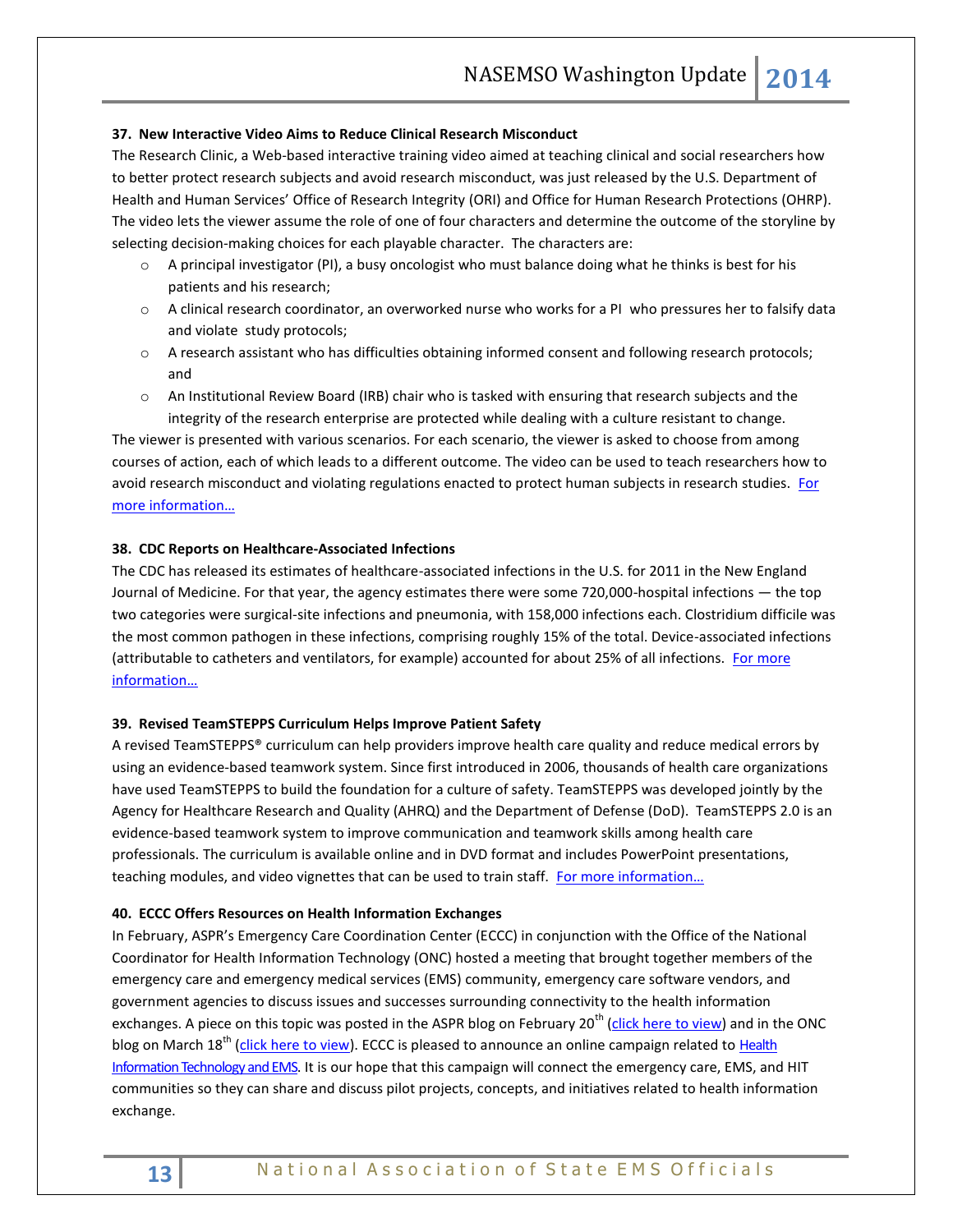### 37. New Interactive Video Aims to Reduce Clinical Research Misconduct

The Research Clinic, a Web-based interactive training video aimed at teaching clinical and social researchers how to better protect research subjects and avoid research misconduct, was just released by the U.S. Department of Health and Human Services' Office of Research Integrity (ORI) and Office for Human Research Protections (OHRP). The video lets the viewer assume the role of one of four characters and determine the outcome of the storyline by selecting decision-making choices for each playable character. The characters are:

- A principal investigator (PI), a busy oncologist who must balance doing what he thinks is best for his patients and his research;
- A clinical research coordinator, an overworked nurse who works for a PI who pressures her to falsify data and violate study protocols;
- A research assistant who has difficulties obtaining informed consent and following research protocols; and
- An Institutional Review Board (IRB) chair who is tasked with ensuring that research subjects and the integrity of the research enterprise are protected while dealing with a culture resistant to change.

The viewer is presented with various scenarios. For each scenario, the viewer is asked to choose from among courses of action, each of which leads to a different outcome. The video can be used to teach researchers how to avoid research misconduct and violating regulations enacted to protect human subjects in research studies. For more information…

### 38. CDC Reports on Healthcare-Associated Infections

The CDC has released its estimates of healthcare-associated infections in the U.S. for 2011 in the New England Journal of Medicine. For that year, the agency estimates there were some 720,000-hospital infections — the top two categories were surgical-site infections and pneumonia, with 158,000 infections each. Clostridium difficile was the most common pathogen in these infections, comprising roughly 15% of the total. Device-associated infections (attributable to catheters and ventilators, for example) accounted for about 25% of all infections. For more information…

### 39. Revised TeamSTEPPS Curriculum Helps Improve Patient Safety

A revised TeamSTEPPS® curriculum can help providers improve health care quality and reduce medical errors by using an evidence-based teamwork system. Since first introduced in 2006, thousands of health care organizations have used TeamSTEPPS to build the foundation for a culture of safety. TeamSTEPPS was developed jointly by the Agency for Healthcare Research and Quality (AHRQ) and the Department of Defense (DoD). TeamSTEPPS 2.0 is an evidence-based teamwork system to improve communication and teamwork skills among health care professionals. The curriculum is available online and in DVD format and includes PowerPoint presentations, teaching modules, and video vignettes that can be used to train staff. For more information…

### 40. ECCC Offers Resources on Health Information Exchanges

In February, ASPR's Emergency Care Coordination Center (ECCC) in conjunction with the Office of the National Coordinator for Health Information Technology (ONC) hosted a meeting that brought together members of the emergency care and emergency medical services (EMS) community, emergency care software vendors, and government agencies to discuss issues and successes surrounding connectivity to the health information exchanges. A piece on this topic was posted in the ASPR blog on February 20th (click here to view) and in the ONC blog on March 18th (click here to view). ECCC is pleased to announce an online campaign related to Health Information Technology and EMS. It is our hope that this campaign will connect the emergency care, EMS, and HIT communities so they can share and discuss pilot projects, concepts, and initiatives related to health information exchange.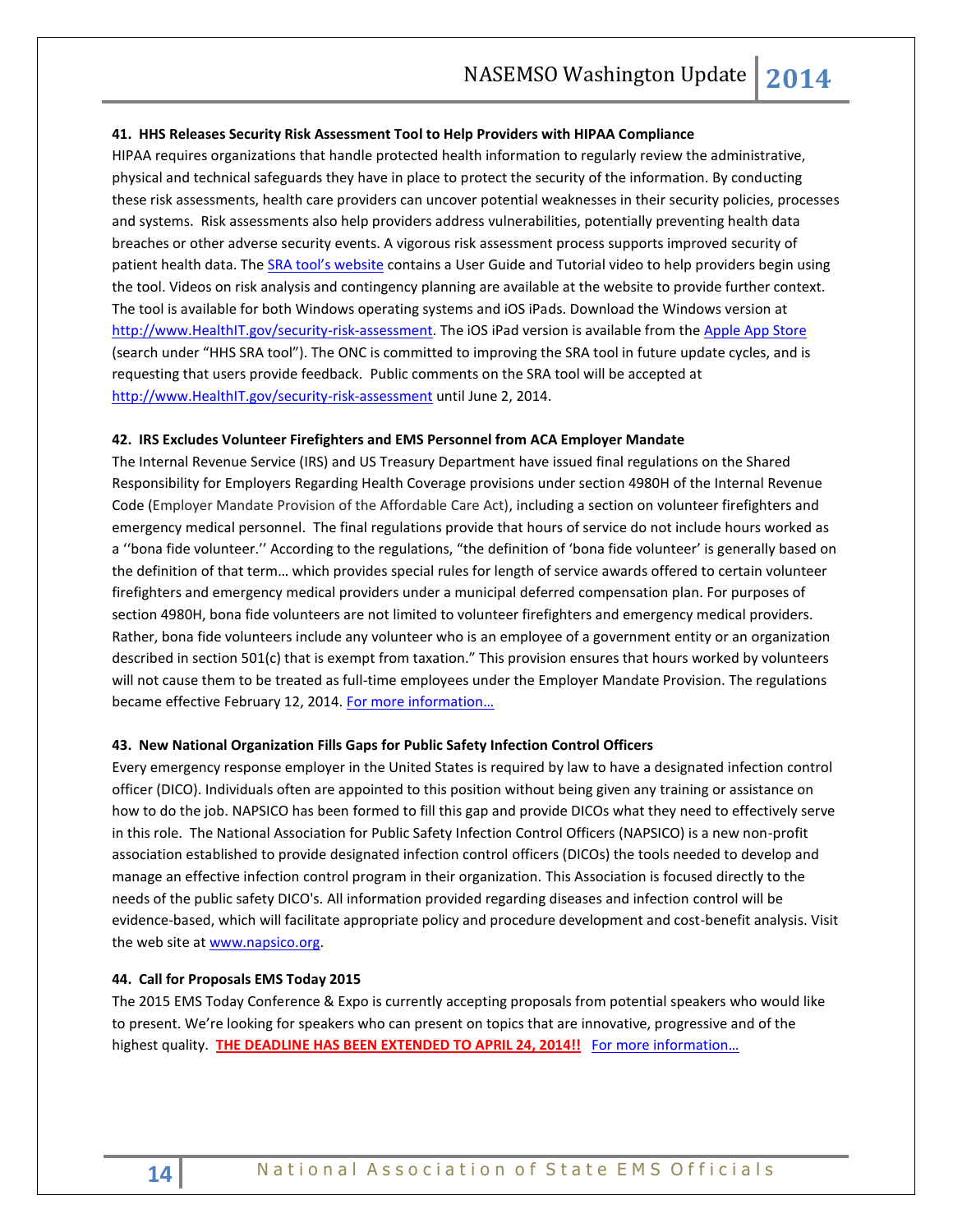**41. HHS Releases Security Risk Assessment Tool to Help Providers with HIPAA Compliance**

HIPAA requires organizations that handle protected health information to regularly review the administrative, physical and technical safeguards they have in place to protect the security of the information. By conducting these risk assessments, health care providers can uncover potential weaknesses in their security policies, processes and systems. Risk assessments also help providers address vulnerabilities, potentially preventing health data breaches or other adverse security events. A vigorous risk assessment process supports improved security of patient health data. The SRA tool's website contains a User Guide and Tutorial video to help providers begin using the tool. Videos on risk analysis and contingency planning are available at the website to provide further context. The tool is available for both Windows operating systems and iOS iPads. Download the Windows version at http://www.HealthIT.gov/security-risk-assessment. The iOS iPad version is available from the Apple App Store (search under "HHS SRA tool"). The ONC is committed to improving the SRA tool in future update cycles, and is requesting that users provide feedback. Public comments on the SRA tool will be accepted at http://www.HealthIT.gov/security-risk-assessment until June 2, 2014.

**42. IRS Excludes Volunteer Firefighters and EMS Personnel from ACA Employer Mandate**

The Internal Revenue Service (IRS) and US Treasury Department have issued final regulations on the Shared Responsibility for Employers Regarding Health Coverage provisions under section 4980H of the Internal Revenue Code (Employer Mandate Provision of the Affordable Care Act), including a section on volunteer firefighters and emergency medical personnel. The final regulations provide that hours of service do not include hours worked as a ''bona fide volunteer.'' According to the regulations, "the definition of 'bona fide volunteer' is generally based on the definition of that term… which provides special rules for length of service awards offered to certain volunteer firefighters and emergency medical providers under a municipal deferred compensation plan. For purposes of section 4980H, bona fide volunteers are not limited to volunteer firefighters and emergency medical providers. Rather, bona fide volunteers include any volunteer who is an employee of a government entity or an organization described in section 501(c) that is exempt from taxation." This provision ensures that hours worked by volunteers will not cause them to be treated as full-time employees under the Employer Mandate Provision. The regulations became effective February 12, 2014. For more information…

**43. New National Organization Fills Gaps for Public Safety Infection Control Officers**

Every emergency response employer in the United States is required by law to have a designated infection control officer (DICO). Individuals often are appointed to this position without being given any training or assistance on how to do the job. NAPSICO has been formed to fill this gap and provide DICOs what they need to effectively serve in this role. The National Association for Public Safety Infection Control Officers (NAPSICO) is a new non-profit association established to provide designated infection control officers (DICOs) the tools needed to develop and manage an effective infection control program in their organization. This Association is focused directly to the needs of the public safety DICO's. All information provided regarding diseases and infection control will be evidence-based, which will facilitate appropriate policy and procedure development and cost-benefit analysis. Visit the web site at www.napsico.org.

**44. Call for Proposals EMS Today 2015**

The 2015 EMS Today Conference & Expo is currently accepting proposals from potential speakers who would like to present. We're looking for speakers who can present on topics that are innovative, progressive and of the highest quality. **THE DEADLINE HAS BEEN EXTENDED TO APRIL 24, 2014!!** For more information…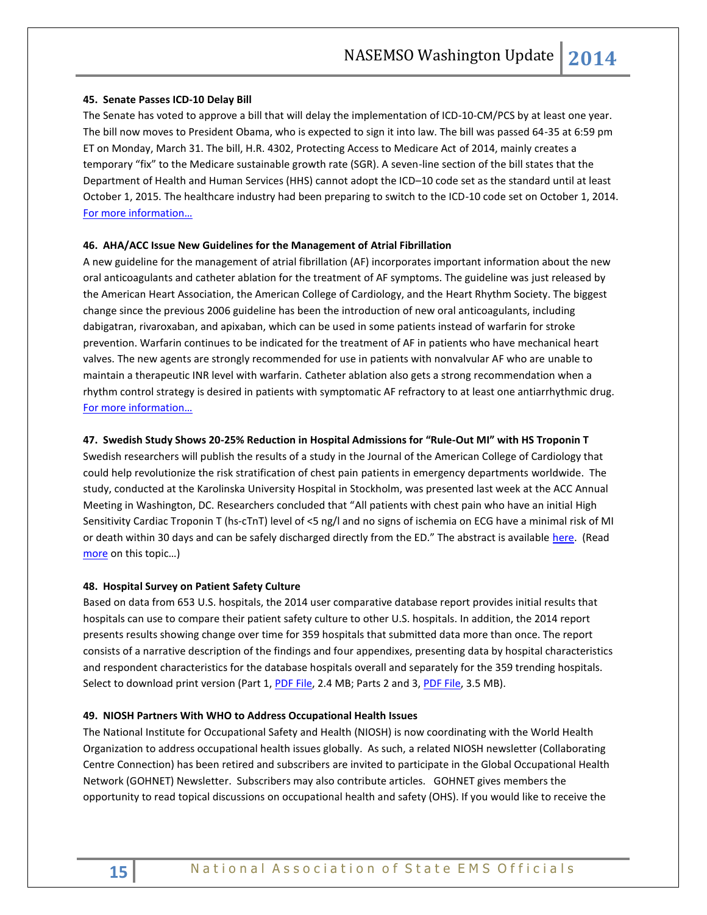**45. Senate Passes ICD-10 Delay Bill**

The Senate has voted to approve a bill that will delay the implementation of ICD-10-CM/PCS by at least one year. The bill now moves to President Obama, who is expected to sign it into law. The bill was passed 64-35 at 6:59 pm ET on Monday, March 31. The bill, H.R. 4302, Protecting Access to Medicare Act of 2014, mainly creates a temporary "fix" to the Medicare sustainable growth rate (SGR). A seven-line section of the bill states that the Department of Health and Human Services (HHS) cannot adopt the ICD–10 code set as the standard until at least October 1, 2015. The healthcare industry had been preparing to switch to the ICD-10 code set on October 1, 2014. For more information…

**46. AHA/ACC Issue New Guidelines for the Management of Atrial Fibrillation**

A new guideline for the management of atrial fibrillation (AF) incorporates important information about the new oral anticoagulants and catheter ablation for the treatment of AF symptoms. The guideline was just released by the American Heart Association, the American College of Cardiology, and the Heart Rhythm Society. The biggest change since the previous 2006 guideline has been the introduction of new oral anticoagulants, including dabigatran, rivaroxaban, and apixaban, which can be used in some patients instead of warfarin for stroke prevention. Warfarin continues to be indicated for the treatment of AF in patients who have mechanical heart valves. The new agents are strongly recommended for use in patients with nonvalvular AF who are unable to maintain a therapeutic INR level with warfarin. Catheter ablation also gets a strong recommendation when a rhythm control strategy is desired in patients with symptomatic AF refractory to at least one antiarrhythmic drug. For more information…

**47. Swedish Study Shows 20-25% Reduction in Hospital Admissions for "Rule-Out MI" with HS Troponin T**

Swedish researchers will publish the results of a study in the Journal of the American College of Cardiology that could help revolutionize the risk stratification of chest pain patients in emergency departments worldwide. The study, conducted at the Karolinska University Hospital in Stockholm, was presented last week at the ACC Annual Meeting in Washington, DC. Researchers concluded that "All patients with chest pain who have an initial High Sensitivity Cardiac Troponin T (hs-cTnT) level of <5 ng/l and no signs of ischemia on ECG have a minimal risk of MI or death within 30 days and can be safely discharged directly from the ED." The abstract is available here. (Read more on this topic…)

**48. Hospital Survey on Patient Safety Culture**

Based on data from 653 U.S. hospitals, the 2014 user comparative database report provides initial results that hospitals can use to compare their patient safety culture to other U.S. hospitals. In addition, the 2014 report presents results showing change over time for 359 hospitals that submitted data more than once. The report consists of a narrative description of the findings and four appendixes, presenting data by hospital characteristics and respondent characteristics for the database hospitals overall and separately for the 359 trending hospitals. Select to download print version (Part 1, PDF File, 2.4 MB; Parts 2 and 3, PDF File, 3.5 MB).

**49. NIOSH Partners With WHO to Address Occupational Health Issues**

The National Institute for Occupational Safety and Health (NIOSH) is now coordinating with the World Health Organization to address occupational health issues globally. As such, a related NIOSH newsletter (Collaborating Centre Connection) has been retired and subscribers are invited to participate in the Global Occupational Health Network (GOHNET) Newsletter. Subscribers may also contribute articles. GOHNET gives members the opportunity to read topical discussions on occupational health and safety (OHS). If you would like to receive the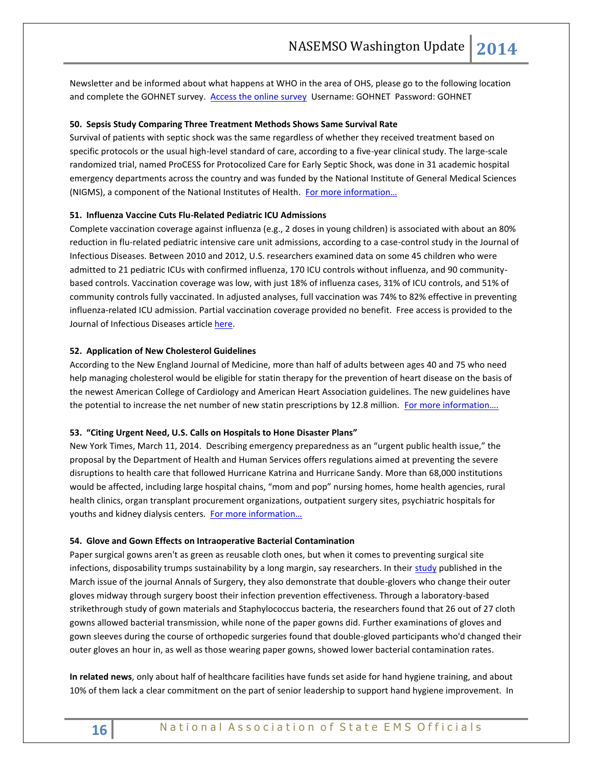Newsletter and be informed about what happens at WHO in the area of OHS, please go to the following location and complete the GOHNET survey. Access the online survey Username: GOHNET Password: GOHNET

**50. Sepsis Study Comparing Three Treatment Methods Shows Same Survival Rate**

Survival of patients with septic shock was the same regardless of whether they received treatment based on specific protocols or the usual high-level standard of care, according to a five-year clinical study. The large-scale randomized trial, named ProCESS for Protocolized Care for Early Septic Shock, was done in 31 academic hospital emergency departments across the country and was funded by the National Institute of General Medical Sciences (NIGMS), a component of the National Institutes of Health. For more information…

**51. Influenza Vaccine Cuts Flu-Related Pediatric ICU Admissions**

Complete vaccination coverage against influenza (e.g., 2 doses in young children) is associated with about an 80% reduction in flu-related pediatric intensive care unit admissions, according to a case-control study in the Journal of Infectious Diseases. Between 2010 and 2012, U.S. researchers examined data on some 45 children who were admitted to 21 pediatric ICUs with confirmed influenza, 170 ICU controls without influenza, and 90 community-based controls. Vaccination coverage was low, with just 18% of influenza cases, 31% of ICU controls, and 51% of community controls fully vaccinated. In adjusted analyses, full vaccination was 74% to 82% effective in preventing influenza-related ICU admission. Partial vaccination coverage provided no benefit. Free access is provided to the Journal of Infectious Diseases article here.

**52. Application of New Cholesterol Guidelines**

According to the New England Journal of Medicine, more than half of adults between ages 40 and 75 who need help managing cholesterol would be eligible for statin therapy for the prevention of heart disease on the basis of the newest American College of Cardiology and American Heart Association guidelines. The new guidelines have the potential to increase the net number of new statin prescriptions by 12.8 million. For more information….

**53. "Citing Urgent Need, U.S. Calls on Hospitals to Hone Disaster Plans"**

New York Times, March 11, 2014. Describing emergency preparedness as an "urgent public health issue," the proposal by the Department of Health and Human Services offers regulations aimed at preventing the severe disruptions to health care that followed Hurricane Katrina and Hurricane Sandy. More than 68,000 institutions would be affected, including large hospital chains, "mom and pop" nursing homes, home health agencies, rural health clinics, organ transplant procurement organizations, outpatient surgery sites, psychiatric hospitals for youths and kidney dialysis centers. For more information…

**54. Glove and Gown Effects on Intraoperative Bacterial Contamination**

Paper surgical gowns aren't as green as reusable cloth ones, but when it comes to preventing surgical site infections, disposability trumps sustainability by a long margin, say researchers. In their study published in the March issue of the journal Annals of Surgery, they also demonstrate that double-glovers who change their outer gloves midway through surgery boost their infection prevention effectiveness. Through a laboratory-based strikethrough study of gown materials and Staphylococcus bacteria, the researchers found that 26 out of 27 cloth gowns allowed bacterial transmission, while none of the paper gowns did. Further examinations of gloves and gown sleeves during the course of orthopedic surgeries found that double-gloved participants who'd changed their outer gloves an hour in, as well as those wearing paper gowns, showed lower bacterial contamination rates.

**In related news**, only about half of healthcare facilities have funds set aside for hand hygiene training, and about 10% of them lack a clear commitment on the part of senior leadership to support hand hygiene improvement. In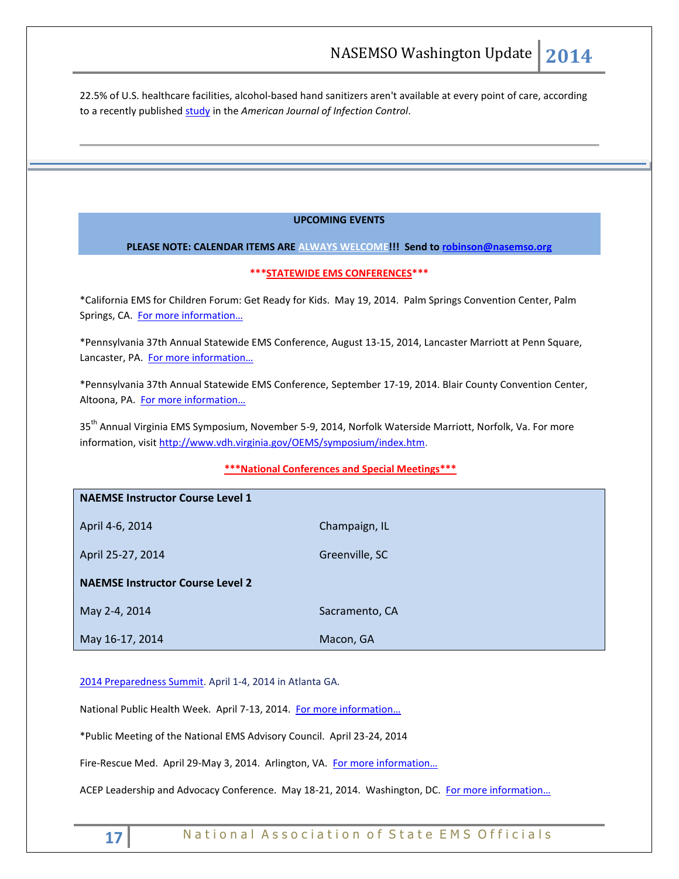22.5% of U.S. healthcare facilities, alcohol-based hand sanitizers aren't available at every point of care, according to a recently published study in the *American Journal of Infection Control*.

---

**UPCOMING EVENTS**

**PLEASE NOTE: CALENDAR ITEMS ARE ALWAYS WELCOME!!! Send to robinson@nasemso.org**

**\*\*\*STATEWIDE EMS CONFERENCES\*\*\***

*California EMS for Children Forum: Get Ready for Kids. May 19, 2014. Palm Springs Convention Center, Palm Springs, CA. For more information…

*Pennsylvania 37th Annual Statewide EMS Conference, August 13-15, 2014, Lancaster Marriott at Penn Square, Lancaster, PA. For more information…

*Pennsylvania 37th Annual Statewide EMS Conference, September 17-19, 2014. Blair County Convention Center, Altoona, PA. For more information…

35th Annual Virginia EMS Symposium, November 5-9, 2014, Norfolk Waterside Marriott, Norfolk, Va. For more information, visit http://www.vdh.virginia.gov/OEMS/symposium/index.htm.

**\*\*\*National Conferences and Special Meetings\*\*\***

| **NAEMSE Instructor Course Level 1** | |
|---|---|
| April 4-6, 2014 | Champaign, IL |
| April 25-27, 2014 | Greenville, SC |
| **NAEMSE Instructor Course Level 2** | |
| May 2-4, 2014 | Sacramento, CA |
| May 16-17, 2014 | Macon, GA |

2014 Preparedness Summit. April 1-4, 2014 in Atlanta GA.

National Public Health Week. April 7-13, 2014. For more information…

*Public Meeting of the National EMS Advisory Council. April 23-24, 2014

Fire-Rescue Med. April 29-May 3, 2014. Arlington, VA. For more information…

ACEP Leadership and Advocacy Conference. May 18-21, 2014. Washington, DC. For more information…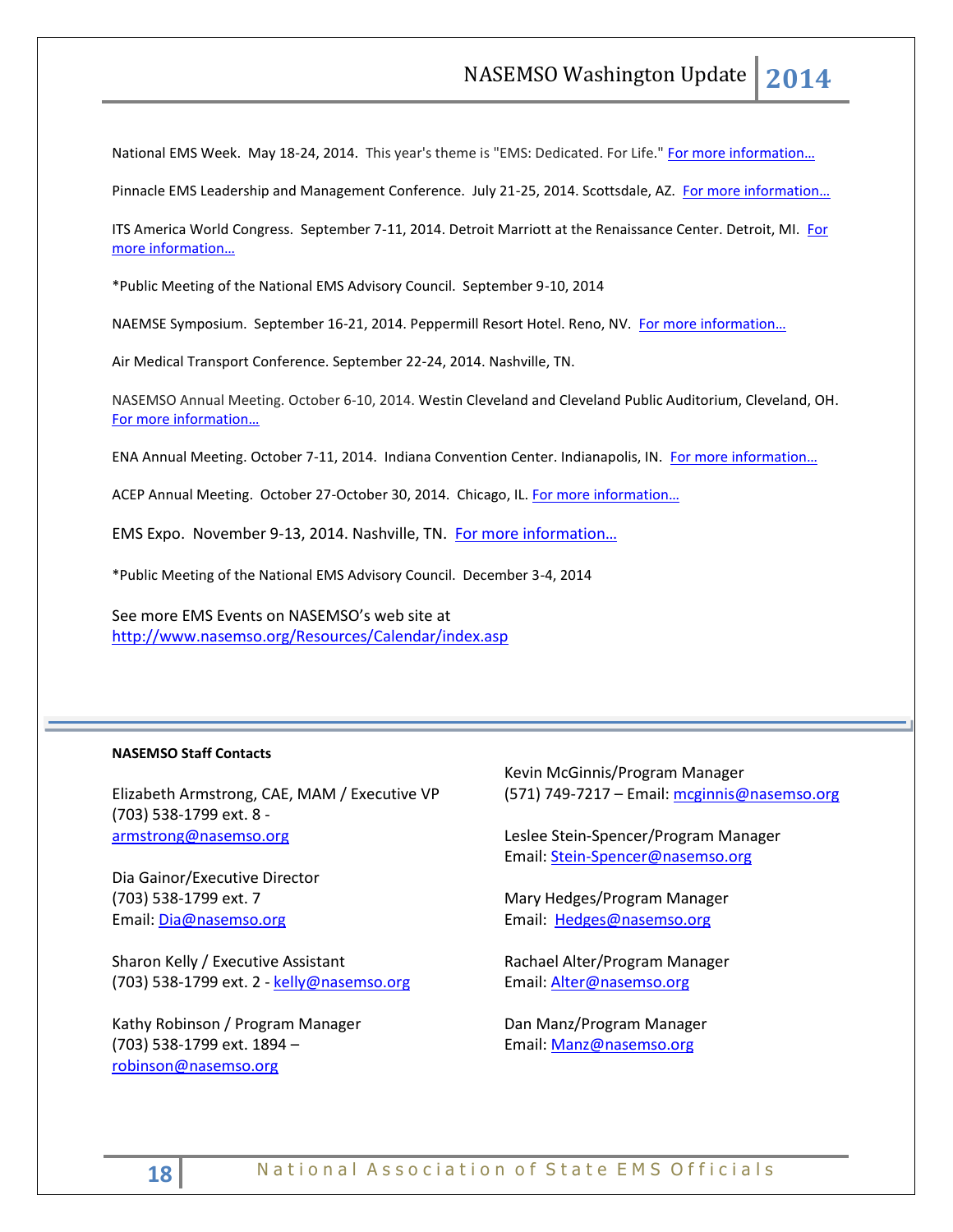National EMS Week. May 18-24, 2014. This year's theme is "EMS: Dedicated. For Life." For more information…

Pinnacle EMS Leadership and Management Conference. July 21-25, 2014. Scottsdale, AZ. For more information…

ITS America World Congress. September 7-11, 2014. Detroit Marriott at the Renaissance Center. Detroit, MI. For more information…

*Public Meeting of the National EMS Advisory Council. September 9-10, 2014

NAEMSE Symposium. September 16-21, 2014. Peppermill Resort Hotel. Reno, NV. For more information…

Air Medical Transport Conference. September 22-24, 2014. Nashville, TN.

NASEMSO Annual Meeting. October 6-10, 2014. Westin Cleveland and Cleveland Public Auditorium, Cleveland, OH. For more information…

ENA Annual Meeting. October 7-11, 2014. Indiana Convention Center. Indianapolis, IN. For more information…

ACEP Annual Meeting. October 27-October 30, 2014. Chicago, IL. For more information…

EMS Expo. November 9-13, 2014. Nashville, TN. For more information…

*Public Meeting of the National EMS Advisory Council. December 3-4, 2014

See more EMS Events on NASEMSO's web site at http://www.nasemso.org/Resources/Calendar/index.asp

---

**NASEMSO Staff Contacts**

Elizabeth Armstrong, CAE, MAM / Executive VP
(703) 538-1799 ext. 8 - armstrong@nasemso.org

Dia Gainor/Executive Director
(703) 538-1799 ext. 7
Email: Dia@nasemso.org

Sharon Kelly / Executive Assistant
(703) 538-1799 ext. 2 - kelly@nasemso.org

Kathy Robinson / Program Manager
(703) 538-1799 ext. 1894 – robinson@nasemso.org

Kevin McGinnis/Program Manager
(571) 749-7217 – Email: mcginnis@nasemso.org

Leslee Stein-Spencer/Program Manager
Email: Stein-Spencer@nasemso.org

Mary Hedges/Program Manager
Email: Hedges@nasemso.org

Rachael Alter/Program Manager
Email: Alter@nasemso.org

Dan Manz/Program Manager
Email: Manz@nasemso.org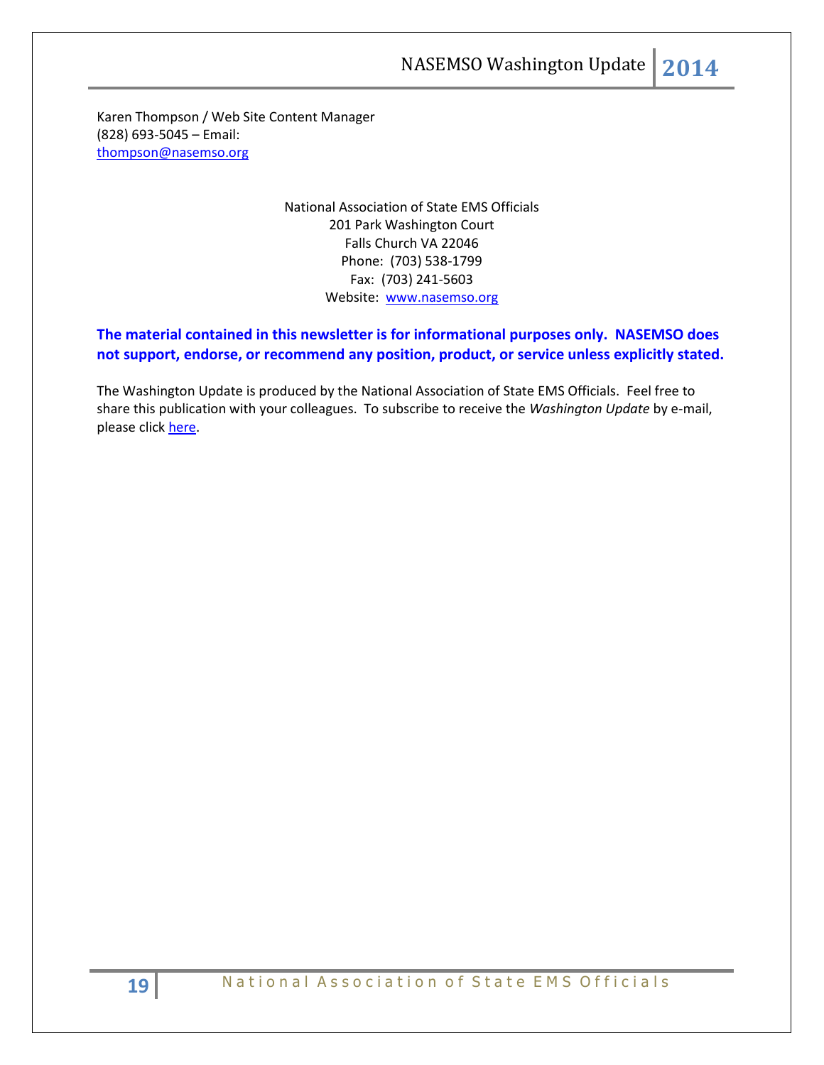Karen Thompson / Web Site Content Manager
(828) 693-5045 – Email:
thompson@nasemso.org

National Association of State EMS Officials
201 Park Washington Court
Falls Church VA 22046
Phone: (703) 538-1799
Fax: (703) 241-5603
Website: www.nasemso.org

**The material contained in this newsletter is for informational purposes only. NASEMSO does not support, endorse, or recommend any position, product, or service unless explicitly stated.**

The Washington Update is produced by the National Association of State EMS Officials. Feel free to share this publication with your colleagues. To subscribe to receive the *Washington Update* by e-mail, please click here.